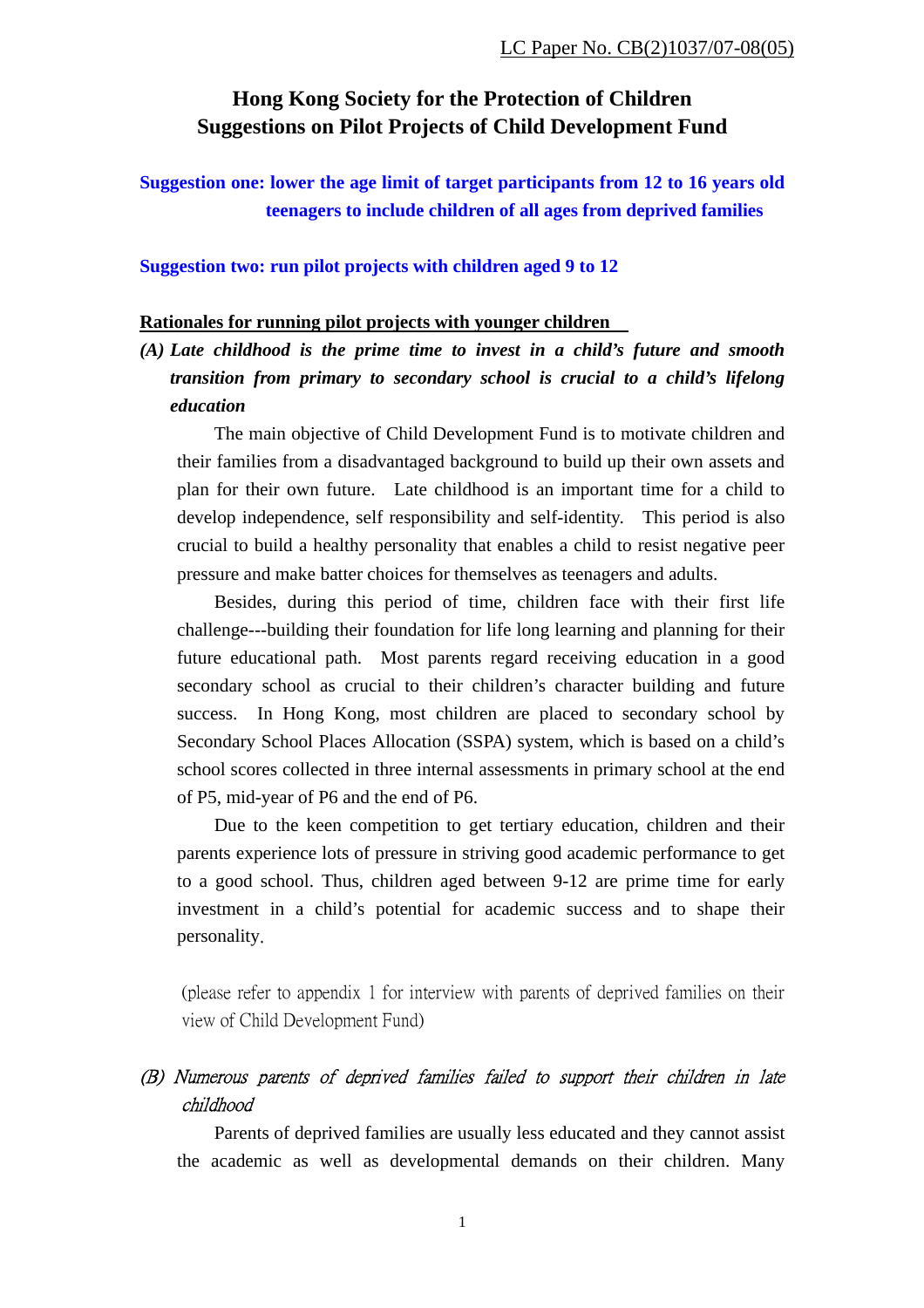LC Paper No. CB(2)1037/07-08(05)

# Hong Kong Society for the Protection of Children
# Suggestions on Pilot Projects of Child Development Fund

**Suggestion one: lower the age limit of target participants from 12 to 16 years old teenagers to include children of all ages from deprived families**

**Suggestion two: run pilot projects with children aged 9 to 12**

## Rationales for running pilot projects with younger children

***(A) Late childhood is the prime time to invest in a child's future and smooth transition from primary to secondary school is crucial to a child's lifelong education***

The main objective of Child Development Fund is to motivate children and their families from a disadvantaged background to build up their own assets and plan for their own future. Late childhood is an important time for a child to develop independence, self responsibility and self-identity. This period is also crucial to build a healthy personality that enables a child to resist negative peer pressure and make batter choices for themselves as teenagers and adults.

Besides, during this period of time, children face with their first life challenge---building their foundation for life long learning and planning for their future educational path. Most parents regard receiving education in a good secondary school as crucial to their children's character building and future success. In Hong Kong, most children are placed to secondary school by Secondary School Places Allocation (SSPA) system, which is based on a child's school scores collected in three internal assessments in primary school at the end of P5, mid-year of P6 and the end of P6.

Due to the keen competition to get tertiary education, children and their parents experience lots of pressure in striving good academic performance to get to a good school. Thus, children aged between 9-12 are prime time for early investment in a child's potential for academic success and to shape their personality.

(please refer to appendix 1 for interview with parents of deprived families on their view of Child Development Fund)

*(B) Numerous parents of deprived families failed to support their children in late childhood*

Parents of deprived families are usually less educated and they cannot assist the academic as well as developmental demands on their children. Many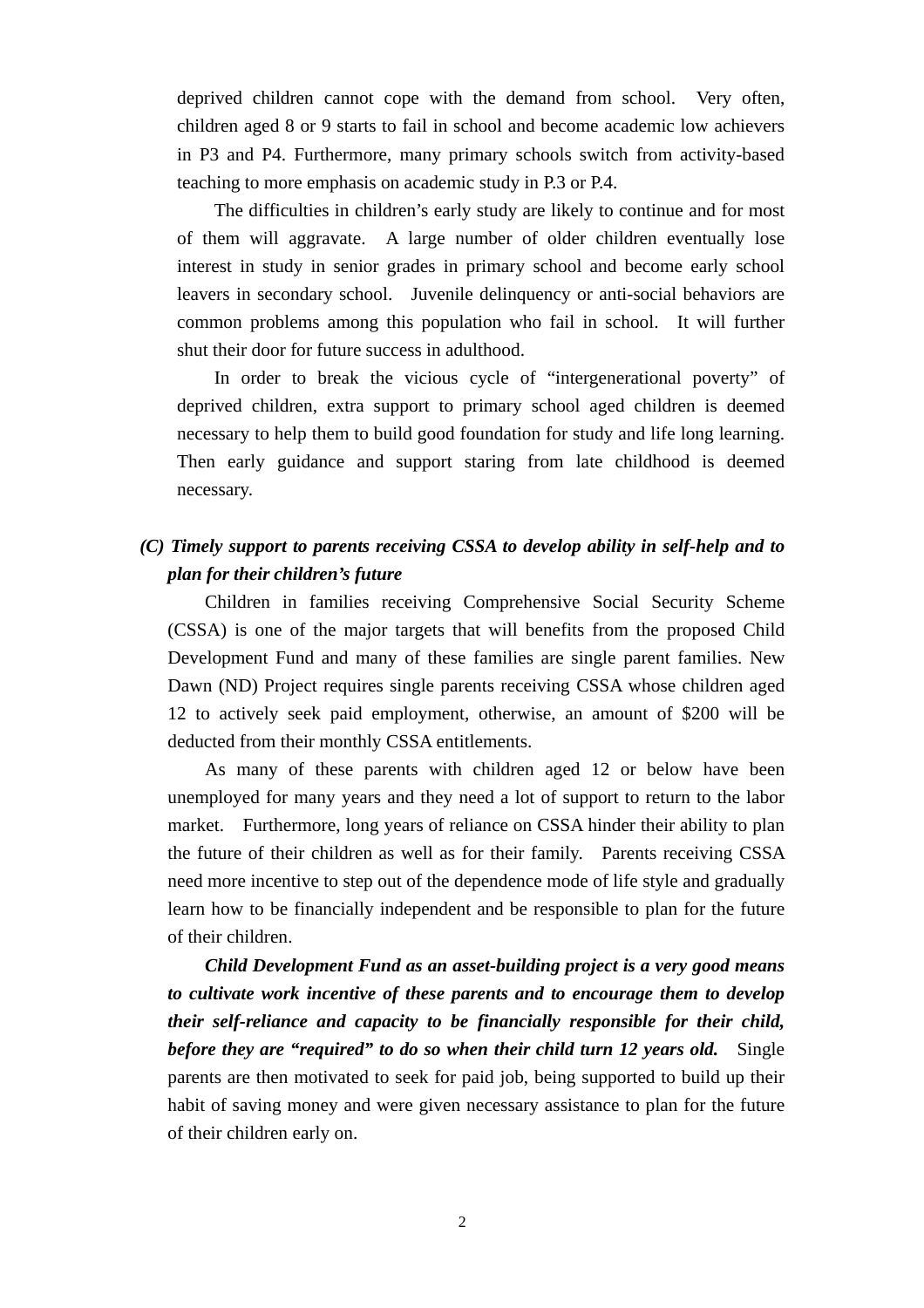deprived children cannot cope with the demand from school. Very often, children aged 8 or 9 starts to fail in school and become academic low achievers in P3 and P4. Furthermore, many primary schools switch from activity-based teaching to more emphasis on academic study in P.3 or P.4.

The difficulties in children's early study are likely to continue and for most of them will aggravate. A large number of older children eventually lose interest in study in senior grades in primary school and become early school leavers in secondary school. Juvenile delinquency or anti-social behaviors are common problems among this population who fail in school. It will further shut their door for future success in adulthood.

In order to break the vicious cycle of "intergenerational poverty" of deprived children, extra support to primary school aged children is deemed necessary to help them to build good foundation for study and life long learning. Then early guidance and support staring from late childhood is deemed necessary.

***(C) Timely support to parents receiving CSSA to develop ability in self-help and to plan for their children's future***

Children in families receiving Comprehensive Social Security Scheme (CSSA) is one of the major targets that will benefits from the proposed Child Development Fund and many of these families are single parent families. New Dawn (ND) Project requires single parents receiving CSSA whose children aged 12 to actively seek paid employment, otherwise, an amount of $200 will be deducted from their monthly CSSA entitlements.

As many of these parents with children aged 12 or below have been unemployed for many years and they need a lot of support to return to the labor market. Furthermore, long years of reliance on CSSA hinder their ability to plan the future of their children as well as for their family. Parents receiving CSSA need more incentive to step out of the dependence mode of life style and gradually learn how to be financially independent and be responsible to plan for the future of their children.

***Child Development Fund as an asset-building project is a very good means to cultivate work incentive of these parents and to encourage them to develop their self-reliance and capacity to be financially responsible for their child, before they are "required" to do so when their child turn 12 years old.*** Single parents are then motivated to seek for paid job, being supported to build up their habit of saving money and were given necessary assistance to plan for the future of their children early on.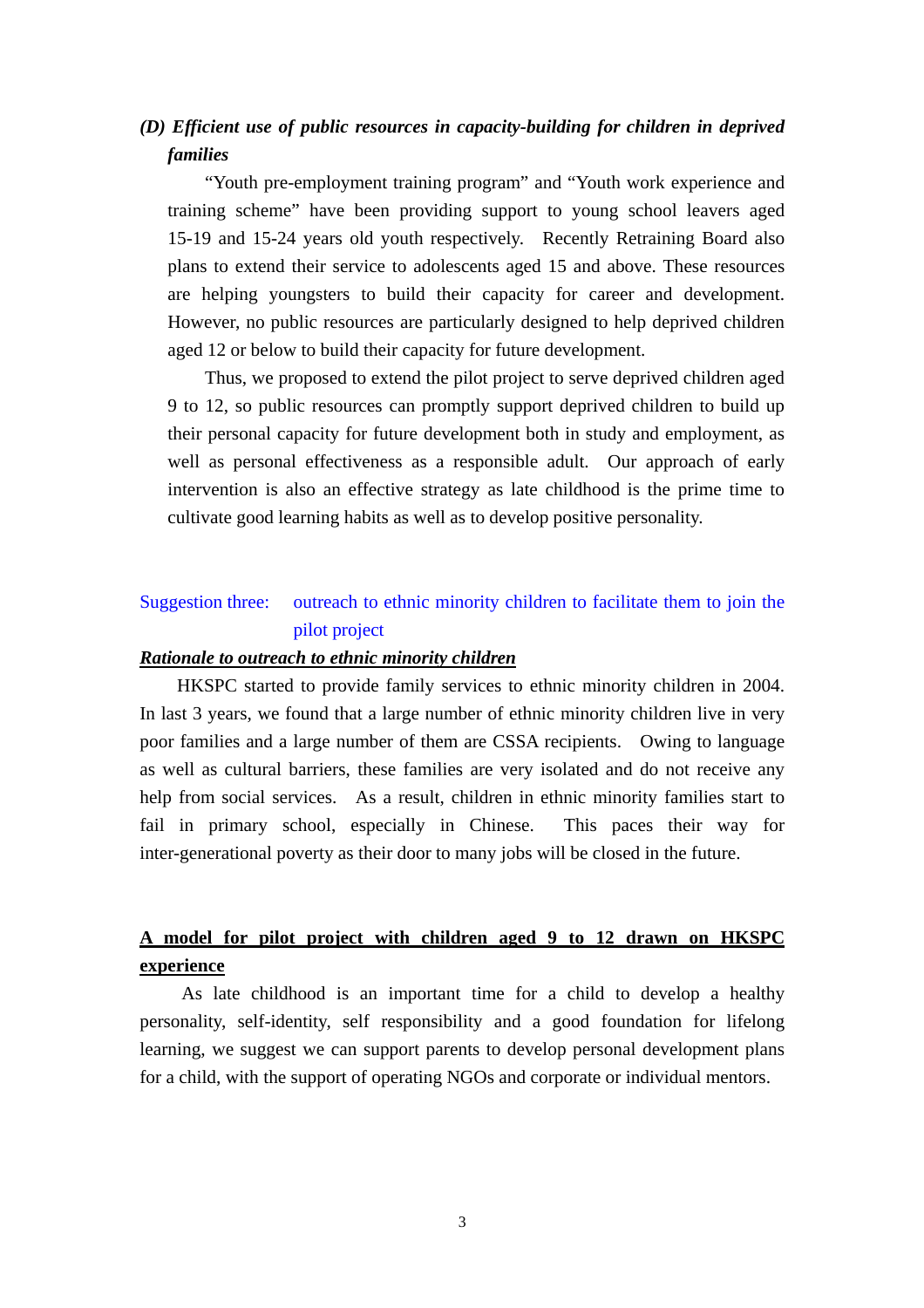### *(D) Efficient use of public resources in capacity-building for children in deprived families*

"Youth pre-employment training program" and "Youth work experience and training scheme" have been providing support to young school leavers aged 15-19 and 15-24 years old youth respectively. Recently Retraining Board also plans to extend their service to adolescents aged 15 and above. These resources are helping youngsters to build their capacity for career and development. However, no public resources are particularly designed to help deprived children aged 12 or below to build their capacity for future development.

Thus, we proposed to extend the pilot project to serve deprived children aged 9 to 12, so public resources can promptly support deprived children to build up their personal capacity for future development both in study and employment, as well as personal effectiveness as a responsible adult. Our approach of early intervention is also an effective strategy as late childhood is the prime time to cultivate good learning habits as well as to develop positive personality.

Suggestion three: outreach to ethnic minority children to facilitate them to join the pilot project

***<u>Rationale to outreach to ethnic minority children</u>***

HKSPC started to provide family services to ethnic minority children in 2004. In last 3 years, we found that a large number of ethnic minority children live in very poor families and a large number of them are CSSA recipients. Owing to language as well as cultural barriers, these families are very isolated and do not receive any help from social services. As a result, children in ethnic minority families start to fail in primary school, especially in Chinese. This paces their way for inter-generational poverty as their door to many jobs will be closed in the future.

**<u>A model for pilot project with children aged 9 to 12 drawn on HKSPC experience</u>**

As late childhood is an important time for a child to develop a healthy personality, self-identity, self responsibility and a good foundation for lifelong learning, we suggest we can support parents to develop personal development plans for a child, with the support of operating NGOs and corporate or individual mentors.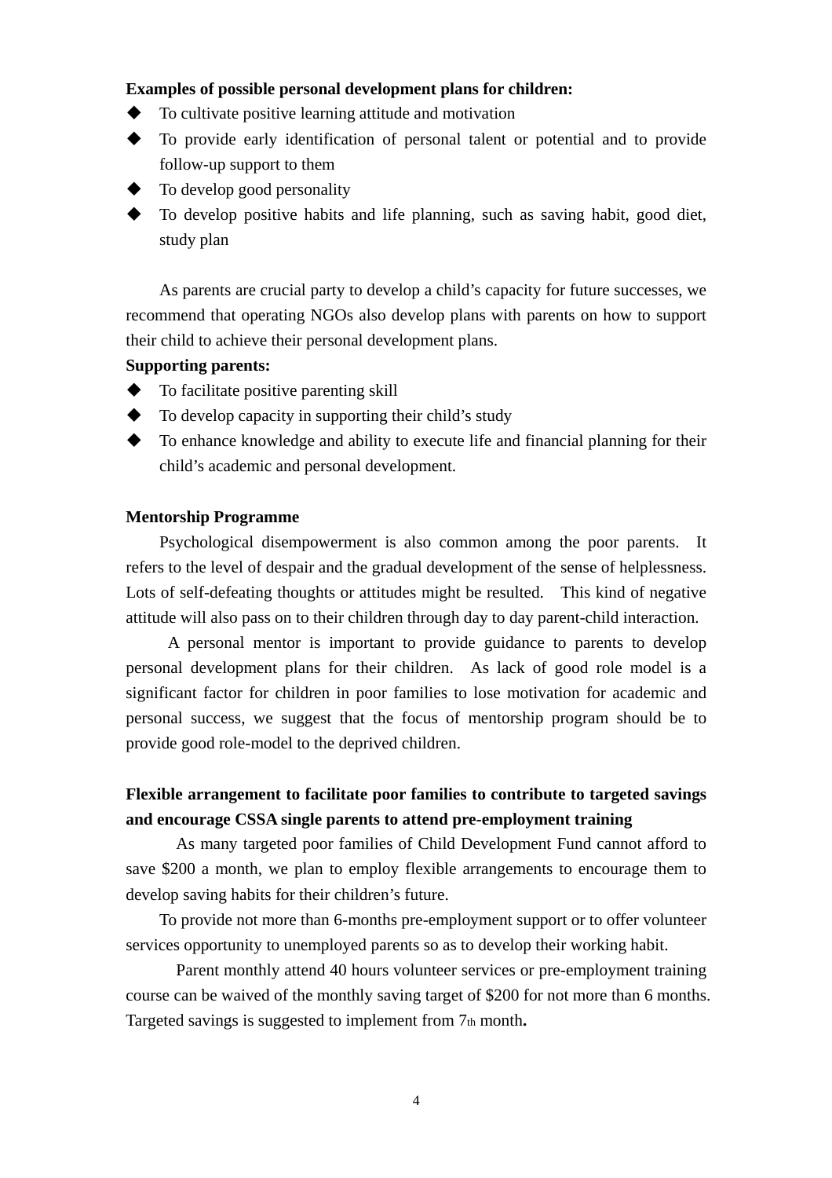**Examples of possible personal development plans for children:**

- To cultivate positive learning attitude and motivation
- To provide early identification of personal talent or potential and to provide follow-up support to them
- To develop good personality
- To develop positive habits and life planning, such as saving habit, good diet, study plan

As parents are crucial party to develop a child's capacity for future successes, we recommend that operating NGOs also develop plans with parents on how to support their child to achieve their personal development plans.

**Supporting parents:**

- To facilitate positive parenting skill
- To develop capacity in supporting their child's study
- To enhance knowledge and ability to execute life and financial planning for their child's academic and personal development.

**Mentorship Programme**

Psychological disempowerment is also common among the poor parents. It refers to the level of despair and the gradual development of the sense of helplessness. Lots of self-defeating thoughts or attitudes might be resulted. This kind of negative attitude will also pass on to their children through day to day parent-child interaction.

A personal mentor is important to provide guidance to parents to develop personal development plans for their children. As lack of good role model is a significant factor for children in poor families to lose motivation for academic and personal success, we suggest that the focus of mentorship program should be to provide good role-model to the deprived children.

**Flexible arrangement to facilitate poor families to contribute to targeted savings and encourage CSSA single parents to attend pre-employment training**

As many targeted poor families of Child Development Fund cannot afford to save $200 a month, we plan to employ flexible arrangements to encourage them to develop saving habits for their children's future.

To provide not more than 6-months pre-employment support or to offer volunteer services opportunity to unemployed parents so as to develop their working habit.

Parent monthly attend 40 hours volunteer services or pre-employment training course can be waived of the monthly saving target of $200 for not more than 6 months. Targeted savings is suggested to implement from 7th month.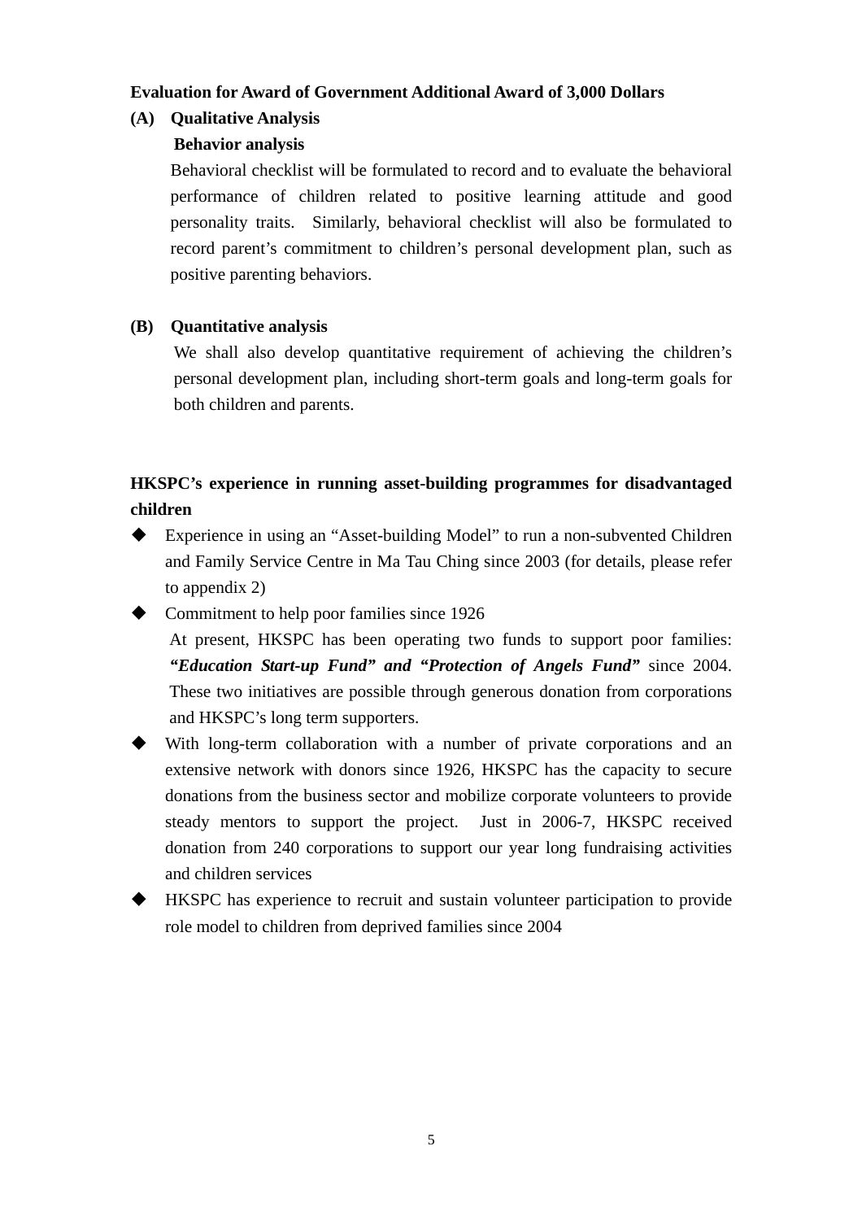**Evaluation for Award of Government Additional Award of 3,000 Dollars**

**(A) Qualitative Analysis**

**Behavior analysis**

Behavioral checklist will be formulated to record and to evaluate the behavioral performance of children related to positive learning attitude and good personality traits. Similarly, behavioral checklist will also be formulated to record parent's commitment to children's personal development plan, such as positive parenting behaviors.

**(B) Quantitative analysis**

We shall also develop quantitative requirement of achieving the children's personal development plan, including short-term goals and long-term goals for both children and parents.

**HKSPC's experience in running asset-building programmes for disadvantaged children**

- Experience in using an "Asset-building Model" to run a non-subvented Children and Family Service Centre in Ma Tau Ching since 2003 (for details, please refer to appendix 2)
- Commitment to help poor families since 1926

  At present, HKSPC has been operating two funds to support poor families: ***"Education Start-up Fund" and "Protection of Angels Fund"*** since 2004. These two initiatives are possible through generous donation from corporations and HKSPC's long term supporters.
- With long-term collaboration with a number of private corporations and an extensive network with donors since 1926, HKSPC has the capacity to secure donations from the business sector and mobilize corporate volunteers to provide steady mentors to support the project. Just in 2006-7, HKSPC received donation from 240 corporations to support our year long fundraising activities and children services
- HKSPC has experience to recruit and sustain volunteer participation to provide role model to children from deprived families since 2004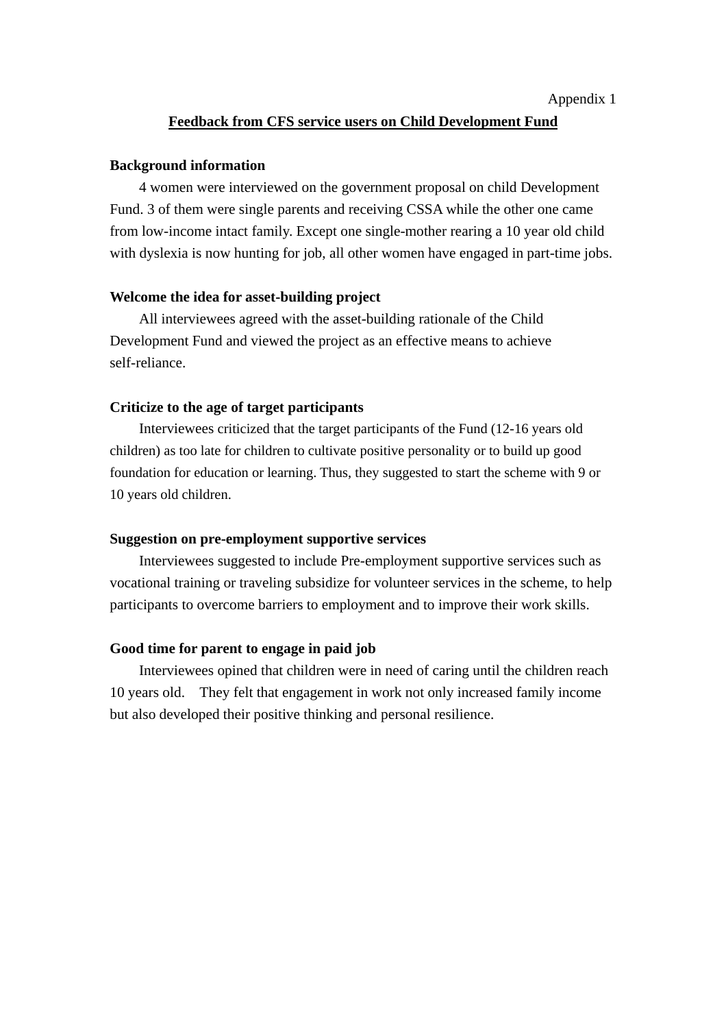Appendix 1

## <u>Feedback from CFS service users on Child Development Fund</u>

**Background information**

4 women were interviewed on the government proposal on child Development Fund. 3 of them were single parents and receiving CSSA while the other one came from low-income intact family. Except one single-mother rearing a 10 year old child with dyslexia is now hunting for job, all other women have engaged in part-time jobs.

**Welcome the idea for asset-building project**

All interviewees agreed with the asset-building rationale of the Child Development Fund and viewed the project as an effective means to achieve self-reliance.

**Criticize to the age of target participants**

Interviewees criticized that the target participants of the Fund (12-16 years old children) as too late for children to cultivate positive personality or to build up good foundation for education or learning. Thus, they suggested to start the scheme with 9 or 10 years old children.

**Suggestion on pre-employment supportive services**

Interviewees suggested to include Pre-employment supportive services such as vocational training or traveling subsidize for volunteer services in the scheme, to help participants to overcome barriers to employment and to improve their work skills.

**Good time for parent to engage in paid job**

Interviewees opined that children were in need of caring until the children reach 10 years old. They felt that engagement in work not only increased family income but also developed their positive thinking and personal resilience.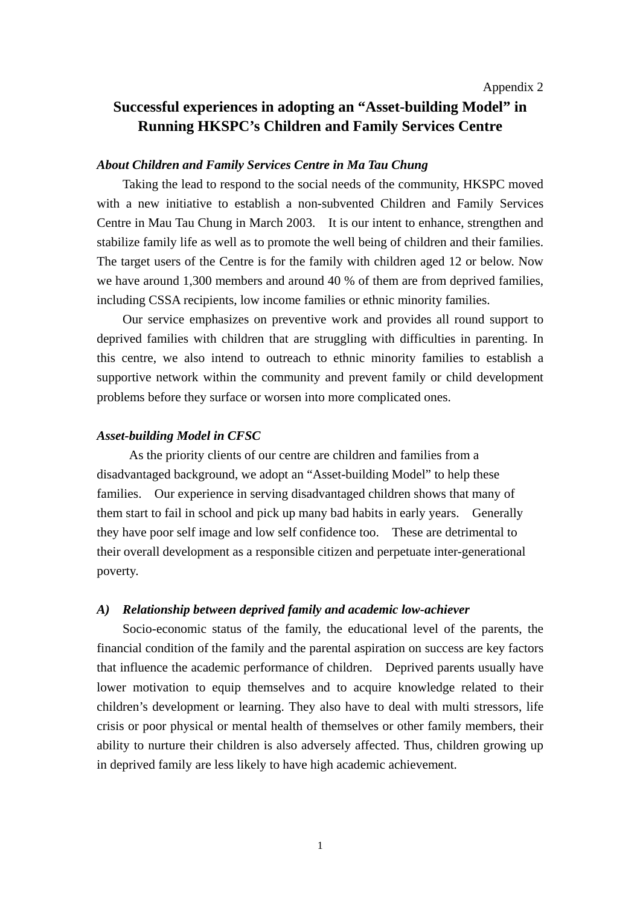Appendix 2

# Successful experiences in adopting an "Asset-building Model" in Running HKSPC's Children and Family Services Centre

### *About Children and Family Services Centre in Ma Tau Chung*

Taking the lead to respond to the social needs of the community, HKSPC moved with a new initiative to establish a non-subvented Children and Family Services Centre in Mau Tau Chung in March 2003. It is our intent to enhance, strengthen and stabilize family life as well as to promote the well being of children and their families. The target users of the Centre is for the family with children aged 12 or below. Now we have around 1,300 members and around 40 % of them are from deprived families, including CSSA recipients, low income families or ethnic minority families.

Our service emphasizes on preventive work and provides all round support to deprived families with children that are struggling with difficulties in parenting. In this centre, we also intend to outreach to ethnic minority families to establish a supportive network within the community and prevent family or child development problems before they surface or worsen into more complicated ones.

### *Asset-building Model in CFSC*

As the priority clients of our centre are children and families from a disadvantaged background, we adopt an "Asset-building Model" to help these families. Our experience in serving disadvantaged children shows that many of them start to fail in school and pick up many bad habits in early years. Generally they have poor self image and low self confidence too. These are detrimental to their overall development as a responsible citizen and perpetuate inter-generational poverty.

### *A) Relationship between deprived family and academic low-achiever*

Socio-economic status of the family, the educational level of the parents, the financial condition of the family and the parental aspiration on success are key factors that influence the academic performance of children. Deprived parents usually have lower motivation to equip themselves and to acquire knowledge related to their children's development or learning. They also have to deal with multi stressors, life crisis or poor physical or mental health of themselves or other family members, their ability to nurture their children is also adversely affected. Thus, children growing up in deprived family are less likely to have high academic achievement.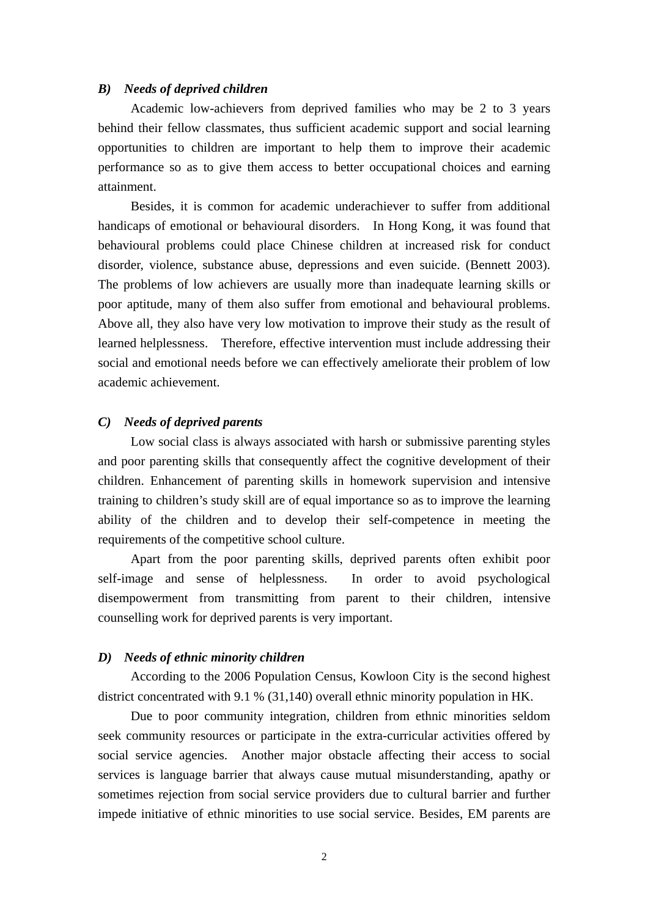***B) Needs of deprived children***

Academic low-achievers from deprived families who may be 2 to 3 years behind their fellow classmates, thus sufficient academic support and social learning opportunities to children are important to help them to improve their academic performance so as to give them access to better occupational choices and earning attainment.

Besides, it is common for academic underachiever to suffer from additional handicaps of emotional or behavioural disorders. In Hong Kong, it was found that behavioural problems could place Chinese children at increased risk for conduct disorder, violence, substance abuse, depressions and even suicide. (Bennett 2003). The problems of low achievers are usually more than inadequate learning skills or poor aptitude, many of them also suffer from emotional and behavioural problems. Above all, they also have very low motivation to improve their study as the result of learned helplessness. Therefore, effective intervention must include addressing their social and emotional needs before we can effectively ameliorate their problem of low academic achievement.

***C) Needs of deprived parents***

Low social class is always associated with harsh or submissive parenting styles and poor parenting skills that consequently affect the cognitive development of their children. Enhancement of parenting skills in homework supervision and intensive training to children's study skill are of equal importance so as to improve the learning ability of the children and to develop their self-competence in meeting the requirements of the competitive school culture.

Apart from the poor parenting skills, deprived parents often exhibit poor self-image and sense of helplessness. In order to avoid psychological disempowerment from transmitting from parent to their children, intensive counselling work for deprived parents is very important.

***D) Needs of ethnic minority children***

According to the 2006 Population Census, Kowloon City is the second highest district concentrated with 9.1 % (31,140) overall ethnic minority population in HK.

Due to poor community integration, children from ethnic minorities seldom seek community resources or participate in the extra-curricular activities offered by social service agencies. Another major obstacle affecting their access to social services is language barrier that always cause mutual misunderstanding, apathy or sometimes rejection from social service providers due to cultural barrier and further impede initiative of ethnic minorities to use social service. Besides, EM parents are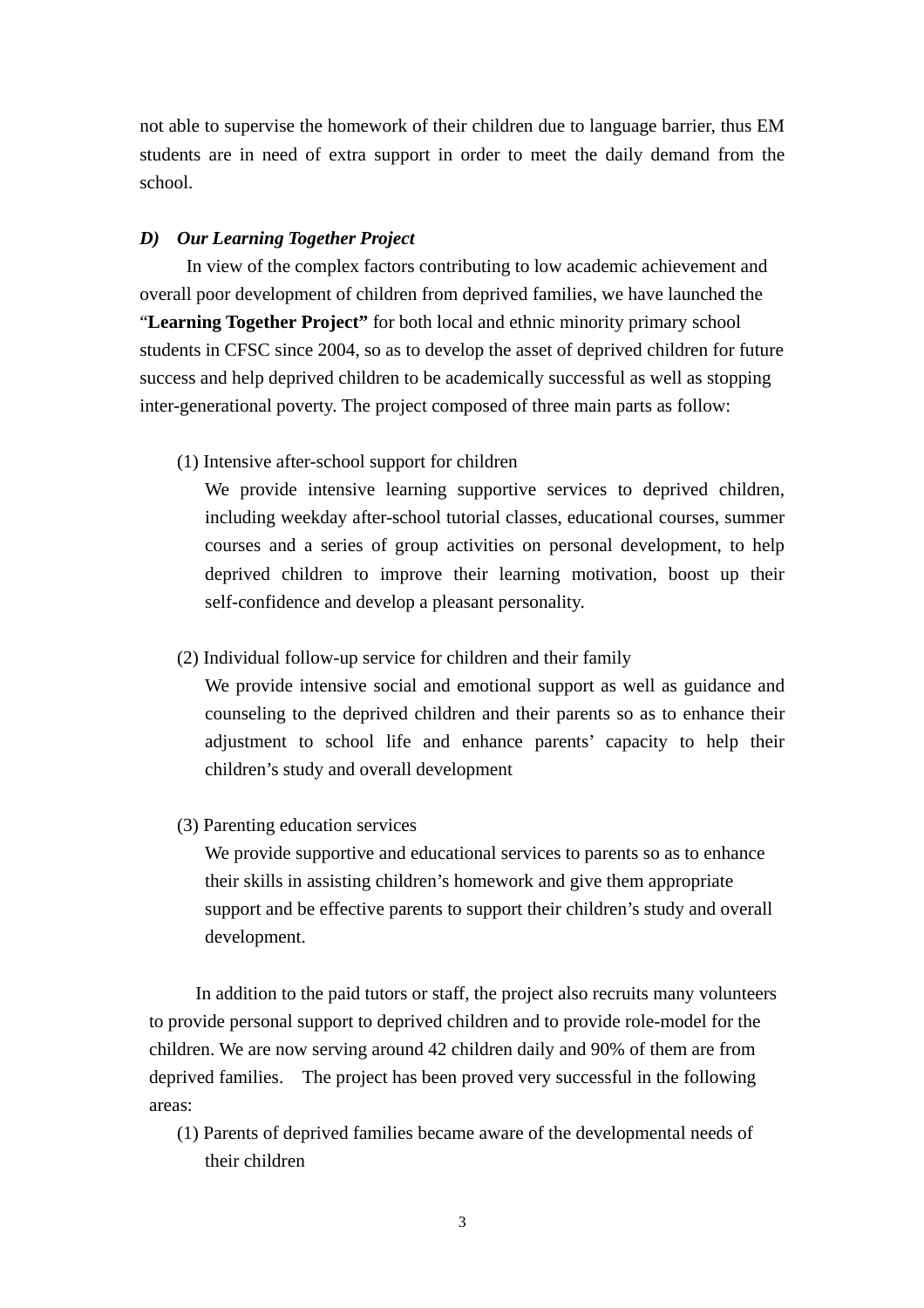not able to supervise the homework of their children due to language barrier, thus EM students are in need of extra support in order to meet the daily demand from the school.

### *D) Our Learning Together Project*

In view of the complex factors contributing to low academic achievement and overall poor development of children from deprived families, we have launched the "**Learning Together Project"** for both local and ethnic minority primary school students in CFSC since 2004, so as to develop the asset of deprived children for future success and help deprived children to be academically successful as well as stopping inter-generational poverty. The project composed of three main parts as follow:

(1) Intensive after-school support for children

We provide intensive learning supportive services to deprived children, including weekday after-school tutorial classes, educational courses, summer courses and a series of group activities on personal development, to help deprived children to improve their learning motivation, boost up their self-confidence and develop a pleasant personality.

(2) Individual follow-up service for children and their family

We provide intensive social and emotional support as well as guidance and counseling to the deprived children and their parents so as to enhance their adjustment to school life and enhance parents' capacity to help their children's study and overall development

(3) Parenting education services

We provide supportive and educational services to parents so as to enhance their skills in assisting children's homework and give them appropriate support and be effective parents to support their children's study and overall development.

In addition to the paid tutors or staff, the project also recruits many volunteers to provide personal support to deprived children and to provide role-model for the children. We are now serving around 42 children daily and 90% of them are from deprived families. The project has been proved very successful in the following areas:

(1) Parents of deprived families became aware of the developmental needs of their children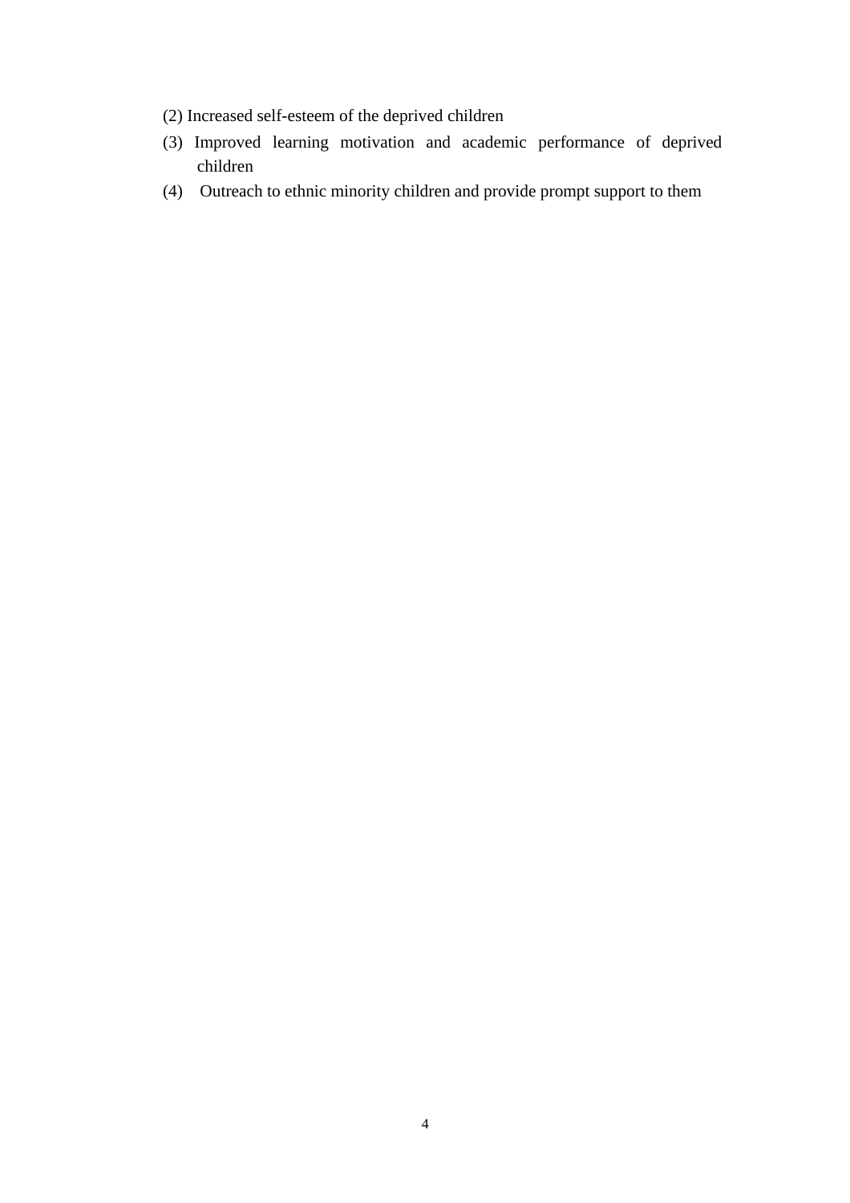(2) Increased self-esteem of the deprived children

(3) Improved learning motivation and academic performance of deprived children

(4) Outreach to ethnic minority children and provide prompt support to them